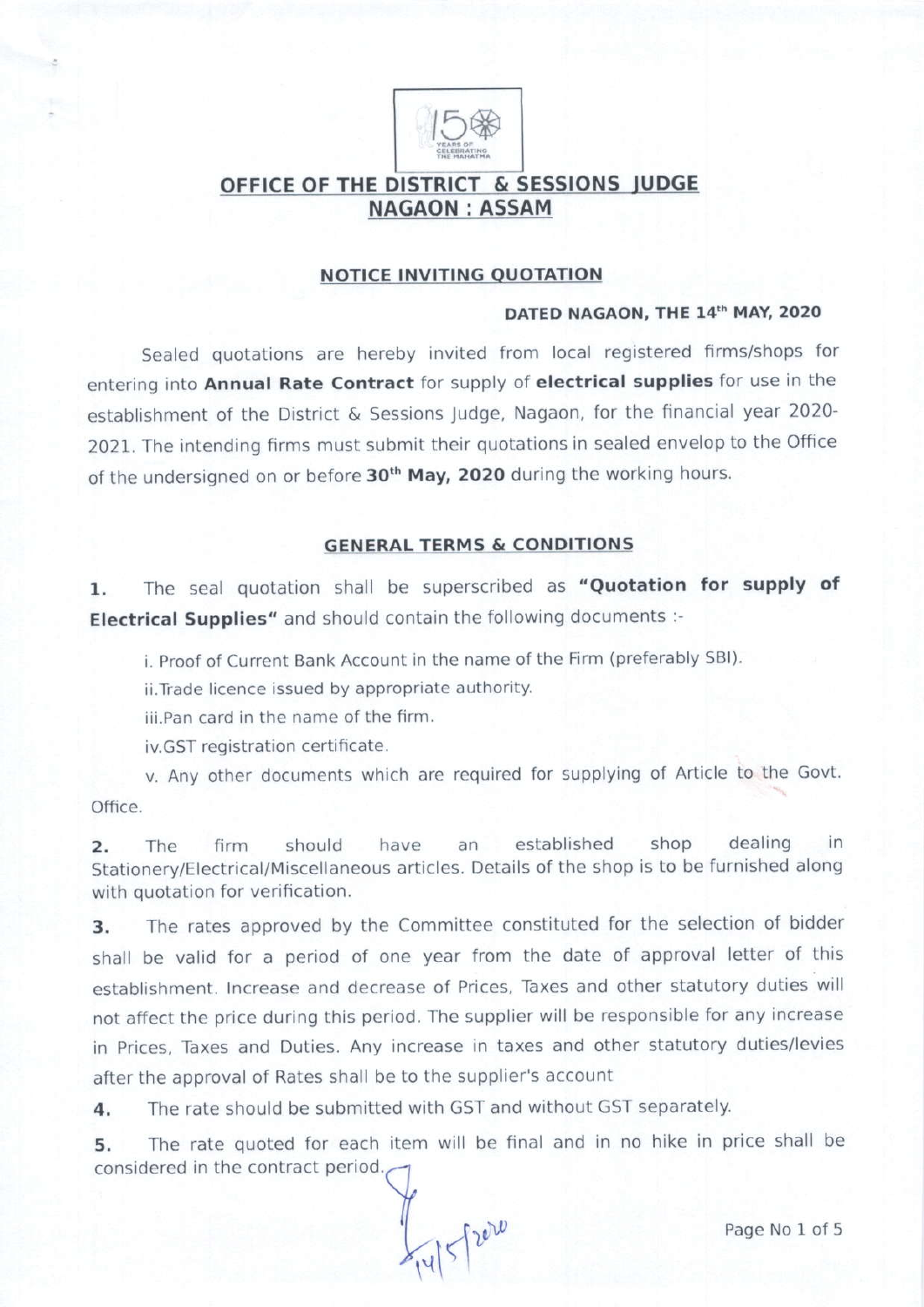## OFFICE OF THE DISTRICT & SESSIONS JUDGE NAGAON : ASSAM

### NOTICE INVITING QUOTATION

**DATED NAGAON, THE 14th MAY, 2020**

Sealed quotations are hereby invited from local registered firms/shops for entering into **Annual Rate Contract** for supply of **electrical supplies** for use in the establishment of the District & Sessions Judge, Nagaon, for the financial year 2020-2021. The intending firms must submit their quotations in sealed envelop to the Office of the undersigned on or before **30th May, 2020** during the working hours.

### GENERAL TERMS & CONDITIONS

**1.** The seal quotation shall be superscribed as **"Quotation for supply of Electrical Supplies"** and should contain the following documents :-

i. Proof of Current Bank Account in the name of the Firm (preferably SBI).

ii.Trade licence issued by appropriate authority.

iii.Pan card in the name of the firm.

iv.GST registration certificate.

v. Any other documents which are required for supplying of Article to the Govt. Office.

**2.** The firm should have an established shop dealing in Stationery/Electrical/Miscellaneous articles. Details of the shop is to be furnished along with quotation for verification.

**3.** The rates approved by the Committee constituted for the selection of bidder shall be valid for a period of one year from the date of approval letter of this establishment. Increase and decrease of Prices, Taxes and other statutory duties will not affect the price during this period. The supplier will be responsible for any increase in Prices, Taxes and Duties. Any increase in taxes and other statutory duties/levies after the approval of Rates shall be to the supplier's account

**4.** The rate should be submitted with GST and without GST separately.

**5.** The rate quoted for each item will be final and in no hike in price shall be considered in the contract period.

14/5/2020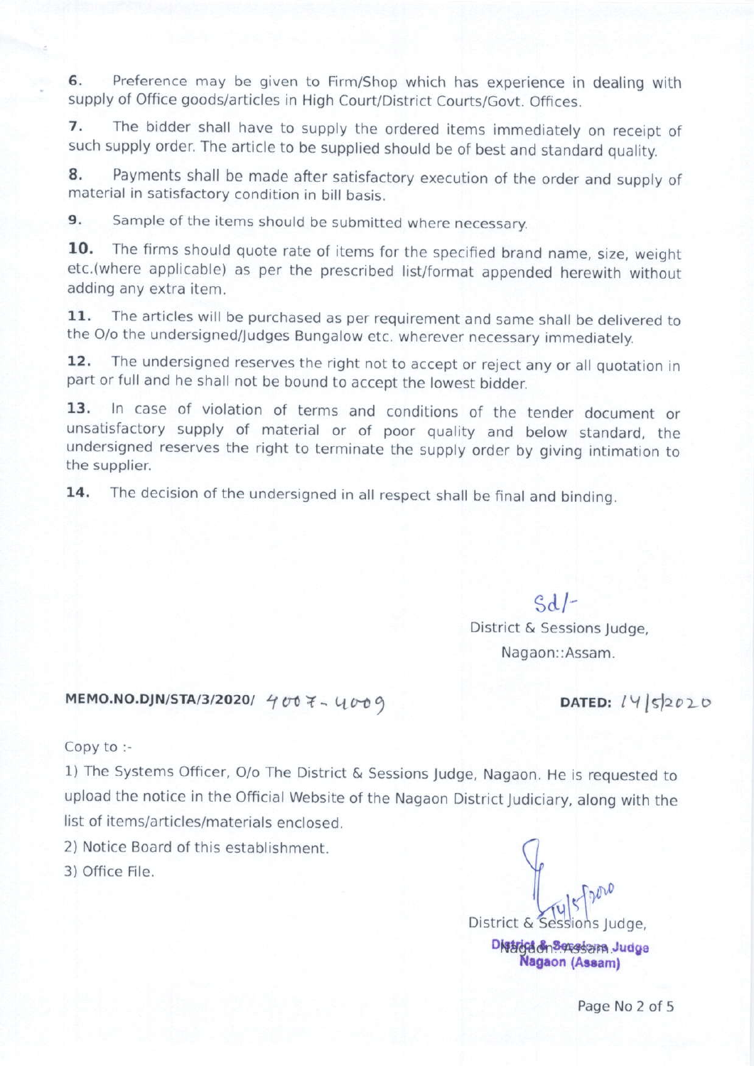6. Preference may be given to Firm/Shop which has experience in dealing with supply of Office goods/articles in High Court/District Courts/Govt. Offices.

7. The bidder shall have to supply the ordered items immediately on receipt of such supply order. The article to be supplied should be of best and standard quality.

8. Payments shall be made after satisfactory execution of the order and supply of material in satisfactory condition in bill basis.

9. Sample of the items should be submitted where necessary.

10. The firms should quote rate of items for the specified brand name, size, weight etc.(where applicable) as per the prescribed list/format appended herewith without adding any extra item.

11. The articles will be purchased as per requirement and same shall be delivered to the O/o the undersigned/Judges Bungalow etc. wherever necessary immediately.

12. The undersigned reserves the right not to accept or reject any or all quotation in part or full and he shall not be bound to accept the lowest bidder.

13. In case of violation of terms and conditions of the tender document or unsatisfactory supply of material or of poor quality and below standard, the undersigned reserves the right to terminate the supply order by giving intimation to the supplier.

14. The decision of the undersigned in all respect shall be final and binding.

Sd/-
District & Sessions Judge,
Nagaon::Assam.

**MEMO.NO.DJN/STA/3/2020/** 4007-4009 **DATED:** 14/5/2020

Copy to :-

1) The Systems Officer, O/o The District & Sessions Judge, Nagaon. He is requested to upload the notice in the Official Website of the Nagaon District Judiciary, along with the list of items/articles/materials enclosed.
2) Notice Board of this establishment.
3) Office File.

14/5/2020
District & Sessions Judge,
Nagaon::Assam.

District & Sessions Judge
Nagaon (Assam)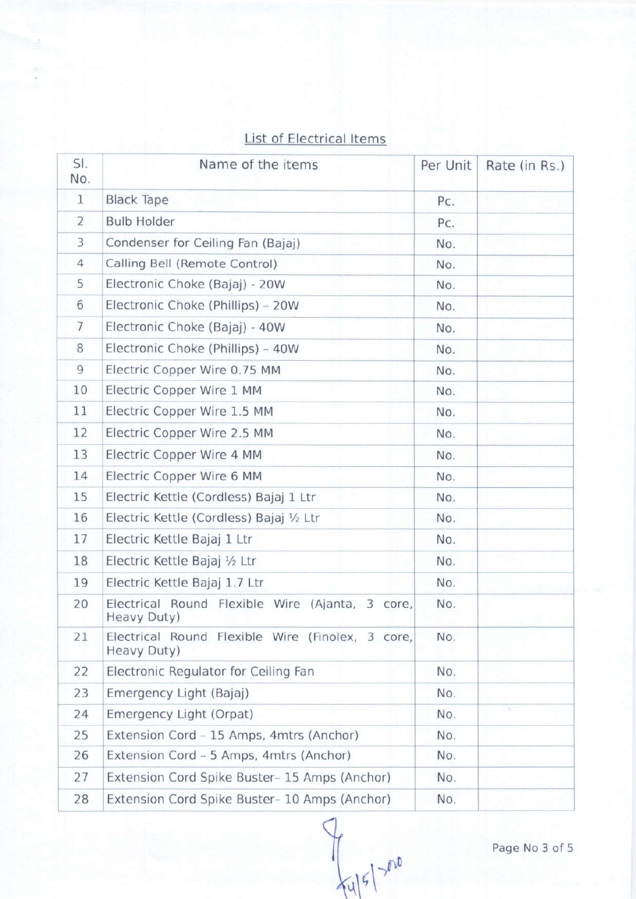## List of Electrical Items

| Sl. No. | Name of the items | Per Unit | Rate (in Rs.) |
|---|---|---|---|
| 1 | Black Tape | Pc. | |
| 2 | Bulb Holder | Pc. | |
| 3 | Condenser for Ceiling Fan (Bajaj) | No. | |
| 4 | Calling Bell (Remote Control) | No. | |
| 5 | Electronic Choke (Bajaj) - 20W | No. | |
| 6 | Electronic Choke (Phillips) – 20W | No. | |
| 7 | Electronic Choke (Bajaj) - 40W | No. | |
| 8 | Electronic Choke (Phillips) – 40W | No. | |
| 9 | Electric Copper Wire 0.75 MM | No. | |
| 10 | Electric Copper Wire 1 MM | No. | |
| 11 | Electric Copper Wire 1.5 MM | No. | |
| 12 | Electric Copper Wire 2.5 MM | No. | |
| 13 | Electric Copper Wire 4 MM | No. | |
| 14 | Electric Copper Wire 6 MM | No. | |
| 15 | Electric Kettle (Cordless) Bajaj 1 Ltr | No. | |
| 16 | Electric Kettle (Cordless) Bajaj ½ Ltr | No. | |
| 17 | Electric Kettle Bajaj 1 Ltr | No. | |
| 18 | Electric Kettle Bajaj ½ Ltr | No. | |
| 19 | Electric Kettle Bajaj 1.7 Ltr | No. | |
| 20 | Electrical Round Flexible Wire (Ajanta, 3 core, Heavy Duty) | No. | |
| 21 | Electrical Round Flexible Wire (Finolex, 3 core, Heavy Duty) | No. | |
| 22 | Electronic Regulator for Ceiling Fan | No. | |
| 23 | Emergency Light (Bajaj) | No. | |
| 24 | Emergency Light (Orpat) | No. | |
| 25 | Extension Cord – 15 Amps, 4mtrs (Anchor) | No. | |
| 26 | Extension Cord – 5 Amps, 4mtrs (Anchor) | No. | |
| 27 | Extension Cord Spike Buster– 15 Amps (Anchor) | No. | |
| 28 | Extension Cord Spike Buster– 10 Amps (Anchor) | No. | |

14/5/2010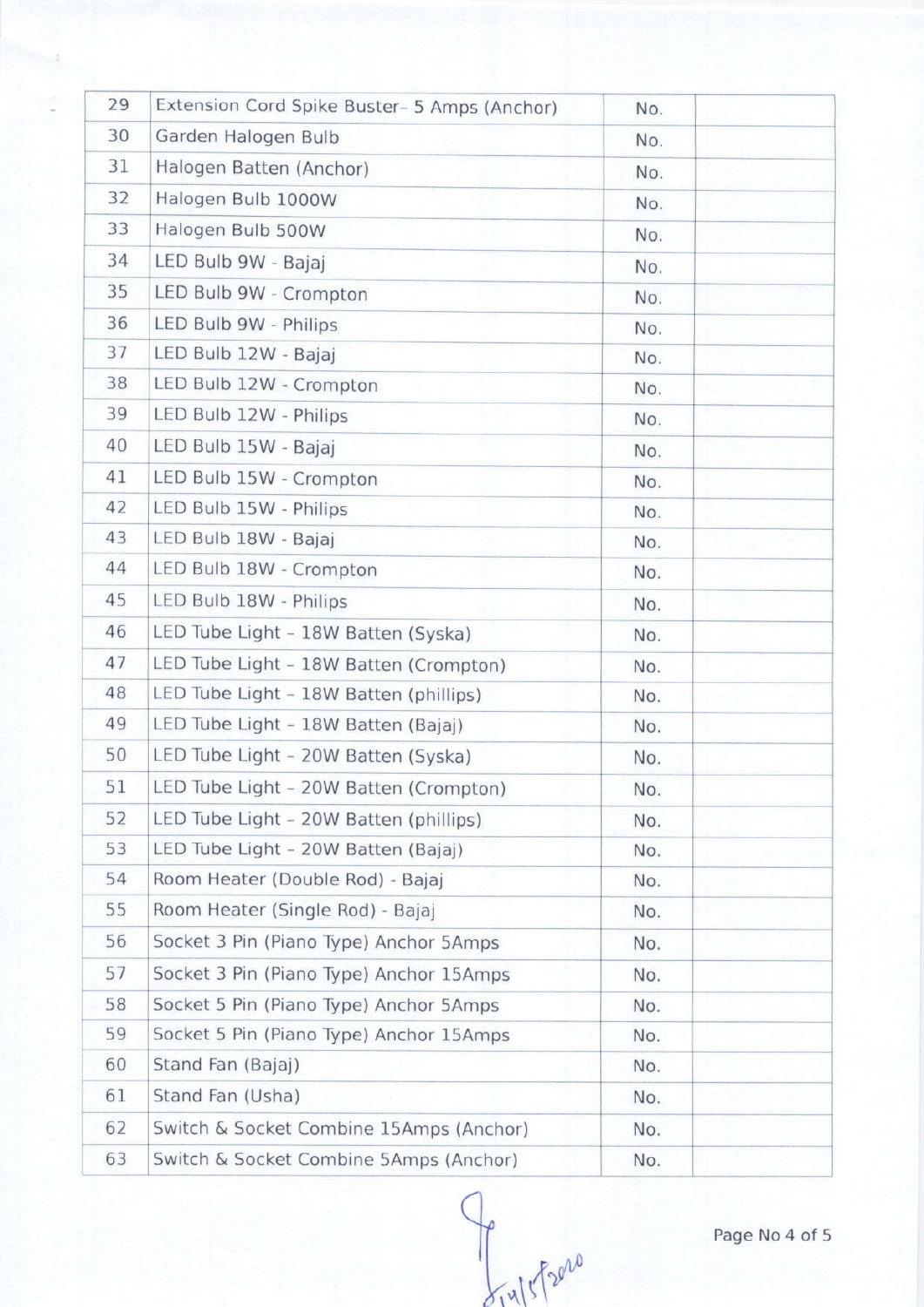| | | | |
|---|---|---|---|
| 29 | Extension Cord Spike Buster- 5 Amps (Anchor) | No. | |
| 30 | Garden Halogen Bulb | No. | |
| 31 | Halogen Batten (Anchor) | No. | |
| 32 | Halogen Bulb 1000W | No. | |
| 33 | Halogen Bulb 500W | No. | |
| 34 | LED Bulb 9W - Bajaj | No. | |
| 35 | LED Bulb 9W - Crompton | No. | |
| 36 | LED Bulb 9W - Philips | No. | |
| 37 | LED Bulb 12W - Bajaj | No. | |
| 38 | LED Bulb 12W - Crompton | No. | |
| 39 | LED Bulb 12W - Philips | No. | |
| 40 | LED Bulb 15W - Bajaj | No. | |
| 41 | LED Bulb 15W - Crompton | No. | |
| 42 | LED Bulb 15W - Philips | No. | |
| 43 | LED Bulb 18W - Bajaj | No. | |
| 44 | LED Bulb 18W - Crompton | No. | |
| 45 | LED Bulb 18W - Philips | No. | |
| 46 | LED Tube Light - 18W Batten (Syska) | No. | |
| 47 | LED Tube Light - 18W Batten (Crompton) | No. | |
| 48 | LED Tube Light - 18W Batten (phillips) | No. | |
| 49 | LED Tube Light - 18W Batten (Bajaj) | No. | |
| 50 | LED Tube Light - 20W Batten (Syska) | No. | |
| 51 | LED Tube Light - 20W Batten (Crompton) | No. | |
| 52 | LED Tube Light - 20W Batten (phillips) | No. | |
| 53 | LED Tube Light - 20W Batten (Bajaj) | No. | |
| 54 | Room Heater (Double Rod) - Bajaj | No. | |
| 55 | Room Heater (Single Rod) - Bajaj | No. | |
| 56 | Socket 3 Pin (Piano Type) Anchor 5Amps | No. | |
| 57 | Socket 3 Pin (Piano Type) Anchor 15Amps | No. | |
| 58 | Socket 5 Pin (Piano Type) Anchor 5Amps | No. | |
| 59 | Socket 5 Pin (Piano Type) Anchor 15Amps | No. | |
| 60 | Stand Fan (Bajaj) | No. | |
| 61 | Stand Fan (Usha) | No. | |
| 62 | Switch & Socket Combine 15Amps (Anchor) | No. | |
| 63 | Switch & Socket Combine 5Amps (Anchor) | No. | |

14/5/2020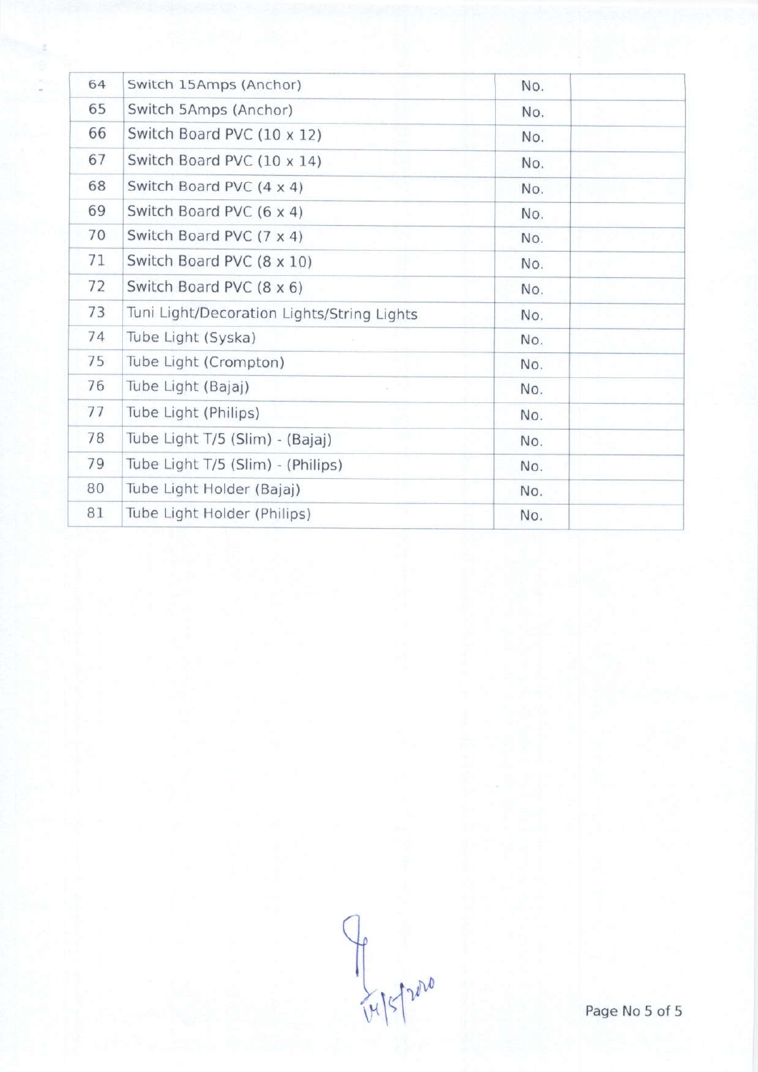| | | | |
|---|---|---|---|
| 64 | Switch 15Amps (Anchor) | No. | |
| 65 | Switch 5Amps (Anchor) | No. | |
| 66 | Switch Board PVC (10 x 12) | No. | |
| 67 | Switch Board PVC (10 x 14) | No. | |
| 68 | Switch Board PVC (4 x 4) | No. | |
| 69 | Switch Board PVC (6 x 4) | No. | |
| 70 | Switch Board PVC (7 x 4) | No. | |
| 71 | Switch Board PVC (8 x 10) | No. | |
| 72 | Switch Board PVC (8 x 6) | No. | |
| 73 | Tuni Light/Decoration Lights/String Lights | No. | |
| 74 | Tube Light (Syska) | No. | |
| 75 | Tube Light (Crompton) | No. | |
| 76 | Tube Light (Bajaj) | No. | |
| 77 | Tube Light (Philips) | No. | |
| 78 | Tube Light T/5 (Slim) - (Bajaj) | No. | |
| 79 | Tube Light T/5 (Slim) - (Philips) | No. | |
| 80 | Tube Light Holder (Bajaj) | No. | |
| 81 | Tube Light Holder (Philips) | No. | |

14/5/2020